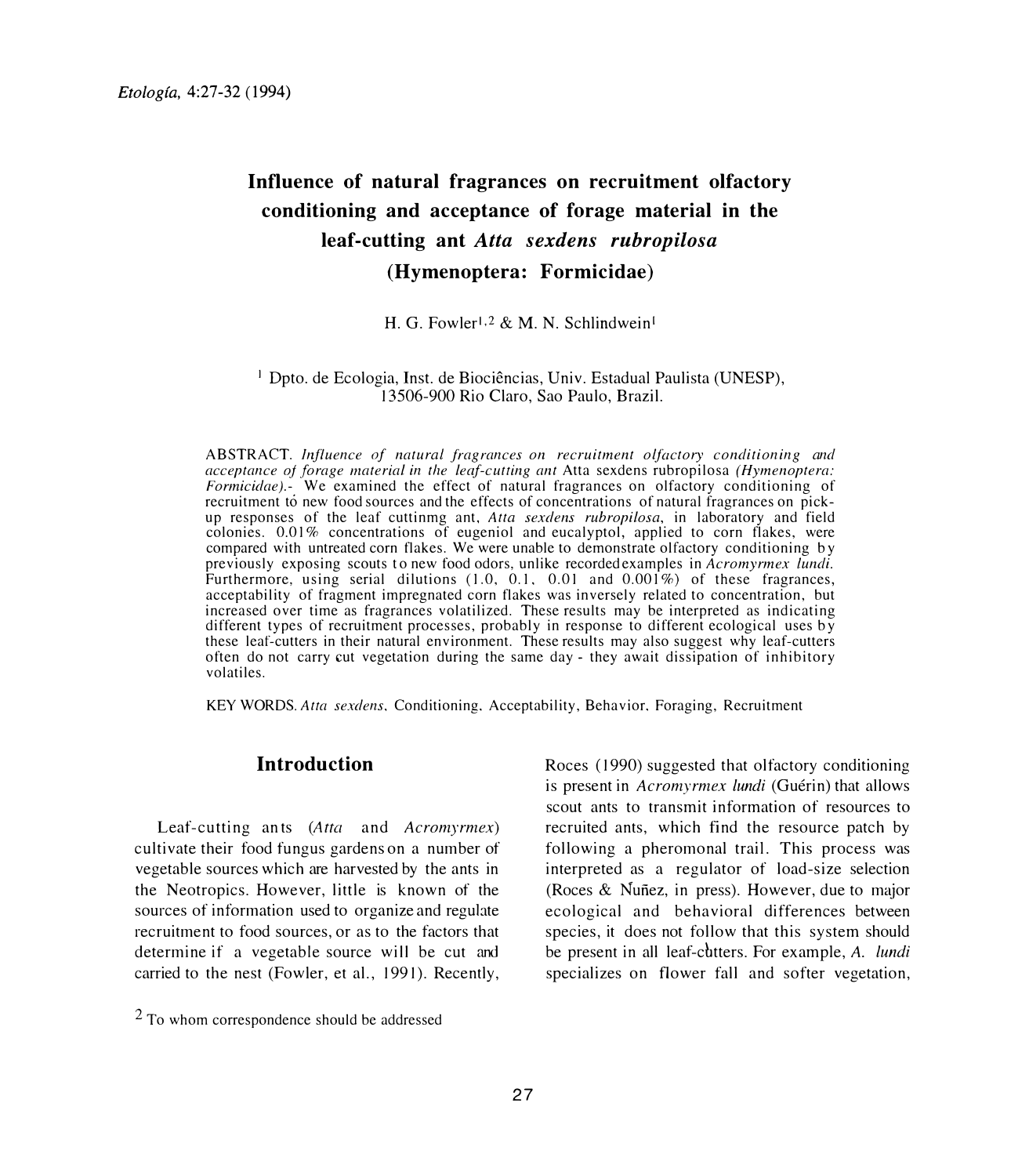*Etología*, 4:27-32 (1994)

# Influence of natural fragrances on recruitment olfactory conditioning and acceptance of forage material in the leaf-cutting ant *Atta sexdens rubropilosa* (Hymenoptera: Formicidae)

H. G. Fowler[1,2] & M. N. Schlindwein[1]

[1] Dpto. de Ecologia, Inst. de Biociências, Univ. Estadual Paulista (UNESP), 13506-900 Rio Claro, Sao Paulo, Brazil.

ABSTRACT. *Influence of natural fragrances on recruitment olfactory conditioning and acceptance of forage material in the leaf-cutting ant* Atta sexdens rubropilosa *(Hymenoptera: Formicidae)*.- We examined the effect of natural fragrances on olfactory conditioning of recruitment tó new food sources and the effects of concentrations of natural fragrances on pick-up responses of the leaf cuttinmg ant, *Atta sexdens rubropilosa*, in laboratory and field colonies. 0.01% concentrations of eugeniol and eucalyptol, applied to corn flakes, were compared with untreated corn flakes. We were unable to demonstrate olfactory conditioning by previously exposing scouts to new food odors, unlike recorded examples in *Acromyrmex lundi*. Furthermore, using serial dilutions (1.0, 0.1, 0.01 and 0.001%) of these fragrances, acceptability of fragment impregnated corn flakes was inversely related to concentration, but increased over time as fragrances volatilized. These results may be interpreted as indicating different types of recruitment processes, probably in response to different ecological uses by these leaf-cutters in their natural environment. These results may also suggest why leaf-cutters often do not carry cut vegetation during the same day - they await dissipation of inhibitory volatiles.

KEY WORDS. *Atta sexdens*, Conditioning, Acceptability, Behavior, Foraging, Recruitment

## Introduction

Leaf-cutting ants (*Atta* and *Acromyrmex*) cultivate their food fungus gardens on a number of vegetable sources which are harvested by the ants in the Neotropics. However, little is known of the sources of information used to organize and regulate recruitment to food sources, or as to the factors that determine if a vegetable source will be cut and carried to the nest (Fowler, et al., 1991). Recently, Roces (1990) suggested that olfactory conditioning is present in *Acromyrmex lundi* (Guérin) that allows scout ants to transmit information of resources to recruited ants, which find the resource patch by following a pheromonal trail. This process was interpreted as a regulator of load-size selection (Roces & Ñuñez, in press). However, due to major ecological and behavioral differences between species, it does not follow that this system should be present in all leaf-cutters. For example, *A. lundi* specializes on flower fall and softer vegetation,

[2] To whom correspondence should be addressed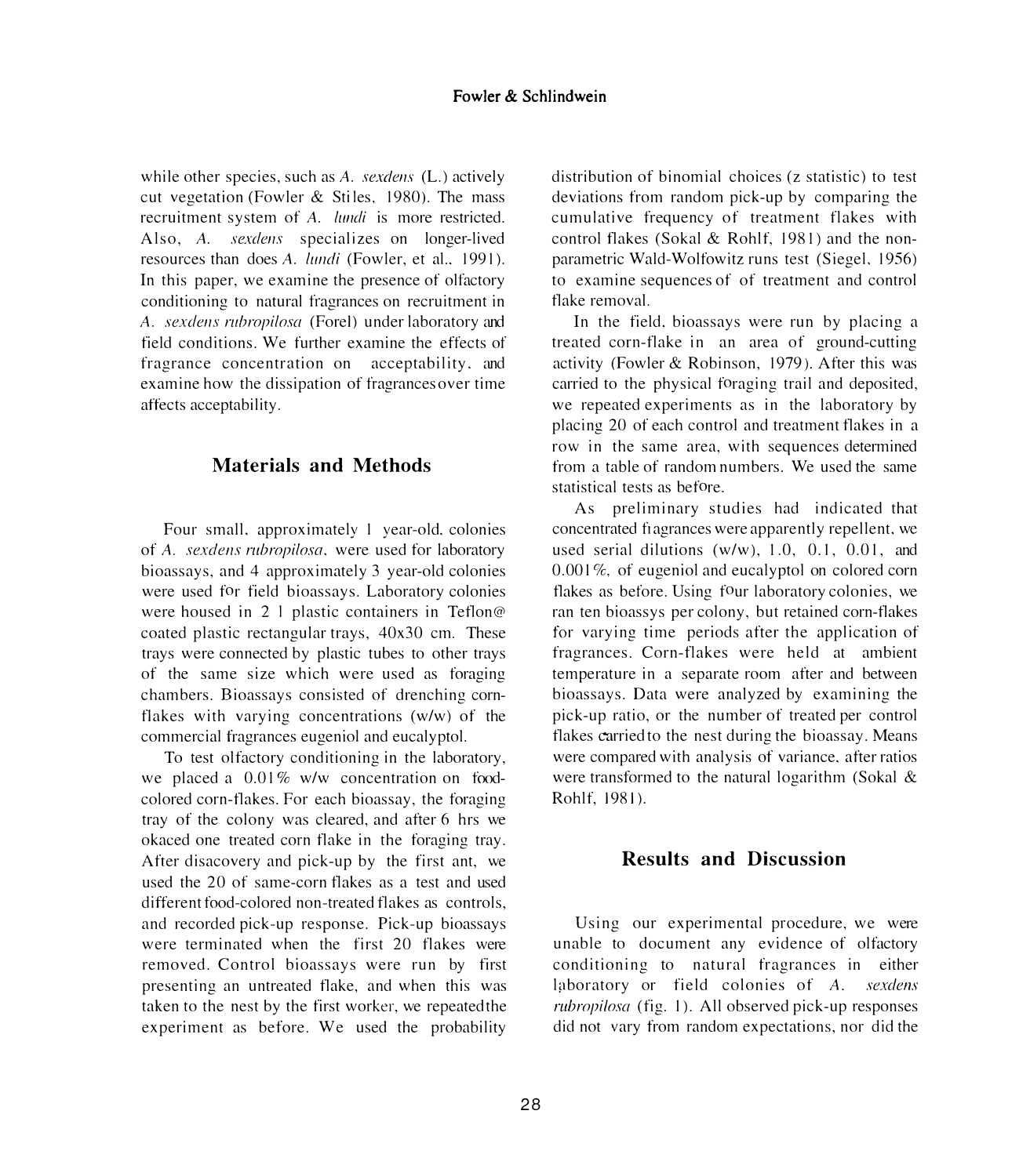while other species, such as *A. sexdens* (L.) actively cut vegetation (Fowler & Stiles, 1980). The mass recruitment system of *A. lundi* is more restricted. Also, *A. sexdens* specializes on longer-lived resources than does *A. lundi* (Fowler, et al., 1991). In this paper, we examine the presence of olfactory conditioning to natural fragrances on recruitment in *A. sexdens rubropilosa* (Forel) under laboratory and field conditions. We further examine the effects of fragrance concentration on acceptability, and examine how the dissipation of fragrances over time affects acceptability.

## Materials and Methods

Four small, approximately 1 year-old, colonies of *A. sexdens rubropilosa*, were used for laboratory bioassays, and 4 approximately 3 year-old colonies were used for field bioassays. Laboratory colonies were housed in 2 l plastic containers in Teflon@ coated plastic rectangular trays, 40x30 cm. These trays were connected by plastic tubes to other trays of the same size which were used as foraging chambers. Bioassays consisted of drenching corn-flakes with varying concentrations (w/w) of the commercial fragrances eugeniol and eucalyptol.

To test olfactory conditioning in the laboratory, we placed a 0.01% w/w concentration on food-colored corn-flakes. For each bioassay, the foraging tray of the colony was cleared, and after 6 hrs we okaced one treated corn flake in the foraging tray. After disacovery and pick-up by the first ant, we used the 20 of same-corn flakes as a test and used different food-colored non-treated flakes as controls, and recorded pick-up response. Pick-up bioassays were terminated when the first 20 flakes were removed. Control bioassays were run by first presenting an untreated flake, and when this was taken to the nest by the first worker, we repeated the experiment as before. We used the probability distribution of binomial choices (z statistic) to test deviations from random pick-up by comparing the cumulative frequency of treatment flakes with control flakes (Sokal & Rohlf, 1981) and the non-parametric Wald-Wolfowitz runs test (Siegel, 1956) to examine sequences of of treatment and control flake removal.

In the field, bioassays were run by placing a treated corn-flake in an area of ground-cutting activity (Fowler & Robinson, 1979). After this was carried to the physical foraging trail and deposited, we repeated experiments as in the laboratory by placing 20 of each control and treatment flakes in a row in the same area, with sequences determined from a table of random numbers. We used the same statistical tests as before.

As preliminary studies had indicated that concentrated fragrances were apparently repellent, we used serial dilutions (w/w), 1.0, 0.1, 0.01, and 0.001%, of eugeniol and eucalyptol on colored corn flakes as before. Using four laboratory colonies, we ran ten bioassys per colony, but retained corn-flakes for varying time periods after the application of fragrances. Corn-flakes were held at ambient temperature in a separate room after and between bioassays. Data were analyzed by examining the pick-up ratio, or the number of treated per control flakes carried to the nest during the bioassay. Means were compared with analysis of variance, after ratios were transformed to the natural logarithm (Sokal & Rohlf, 1981).

## Results and Discussion

Using our experimental procedure, we were unable to document any evidence of olfactory conditioning to natural fragrances in either laboratory or field colonies of *A. sexdens rubropilosa* (fig. 1). All observed pick-up responses did not vary from random expectations, nor did the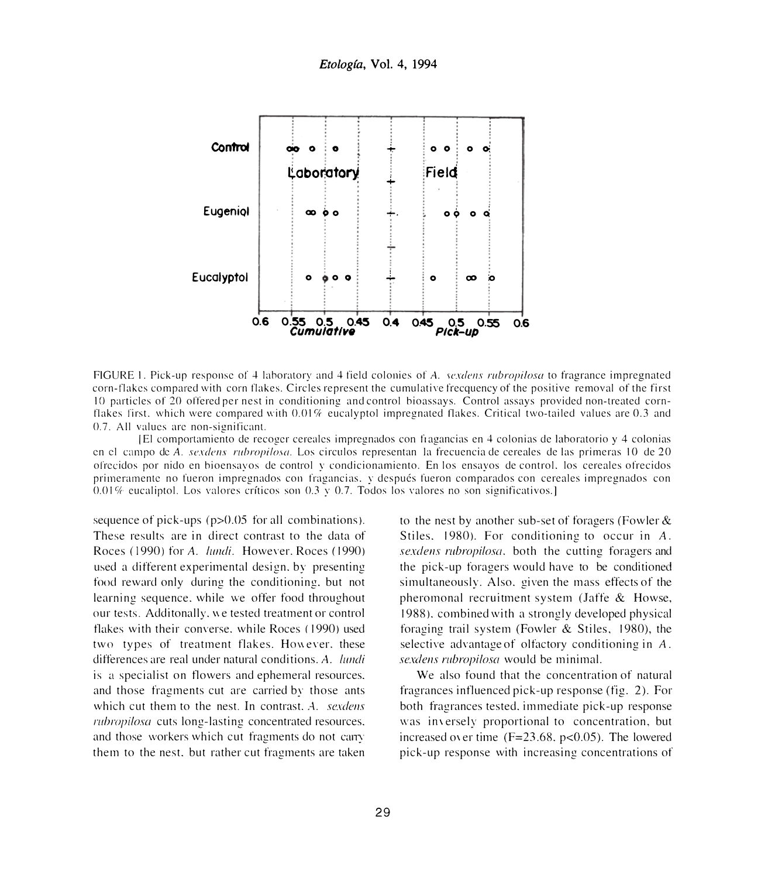FIGURE 1. Pick-up response of 4 laboratory and 4 field colonies of *A. sexdens rubropilosa* to fragrance impregnated corn-flakes compared with corn flakes. Circles represent the cumulative frecquency of the positive removal of the first 10 particles of 20 offered per nest in conditioning and control bioassays. Control assays provided non-treated corn-flakes first, which were compared with 0.01% eucalyptol impregnated flakes. Critical two-tailed values are 0.3 and 0.7. All values are non-significant.

[El comportamiento de recoger cereales impregnados con fragancias en 4 colonias de laboratorio y 4 colonias en el campo de *A. sexdens rubropilosa*. Los circulos representan la frecuencia de cereales de las primeras 10 de 20 ofrecidos por nido en bioensayos de control y condicionamiento. En los ensayos de control, los cereales ofrecidos primeramente no fueron impregnados con fragancias, y después fueron comparados con cereales impregnados con 0.01% eucaliptol. Los valores críticos son 0.3 y 0.7. Todos los valores no son significativos.]

sequence of pick-ups ($p>0.05$ for all combinations). These results are in direct contrast to the data of Roces (1990) for *A. lundi*. However, Roces (1990) used a different experimental design, by presenting food reward only during the conditioning, but not learning sequence, while we offer food throughout our tests. Additonally, we tested treatment or control flakes with their converse, while Roces (1990) used two types of treatment flakes. However, these differences are real under natural conditions. *A. lundi* is a specialist on flowers and ephemeral resources, and those fragments cut are carried by those ants which cut them to the nest. In contrast, *A. sexdens rubropilosa* cuts long-lasting concentrated resources, and those workers which cut fragments do not carry them to the nest, but rather cut fragments are taken to the nest by another sub-set of foragers (Fowler & Stiles, 1980). For conditioning to occur in *A. sexdens rubropilosa*, both the cutting foragers and the pick-up foragers would have to be conditioned simultaneously. Also, given the mass effects of the pheromonal recruitment system (Jaffe & Howse, 1988), combined with a strongly developed physical foraging trail system (Fowler & Stiles, 1980), the selective advantage of olfactory conditioning in *A. sexdens rubropilosa* would be minimal.

We also found that the concentration of natural fragrances influenced pick-up response (fig. 2). For both fragrances tested, immediate pick-up response was inversely proportional to concentration, but increased over time ($F=23.68$, $p<0.05$). The lowered pick-up response with increasing concentrations of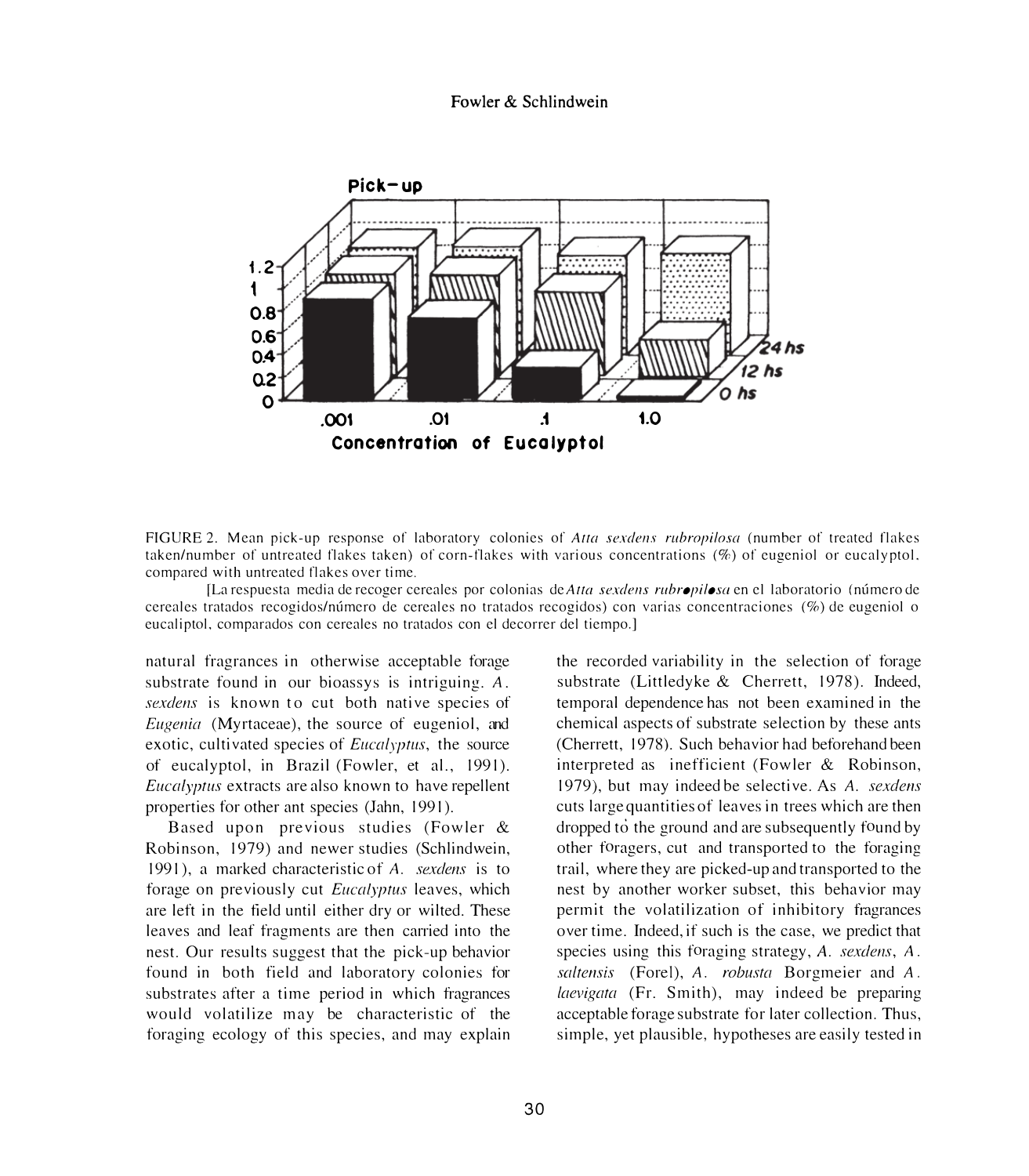FIGURE 2. Mean pick-up response of laboratory colonies of *Atta sexdens rubropilosa* (number of treated flakes taken/number of untreated flakes taken) of corn-flakes with various concentrations (%) of eugeniol or eucalyptol, compared with untreated flakes over time.

[La respuesta media de recoger cereales por colonias de *Atta sexdens rubropilosa* en el laboratorio (número de cereales tratados recogidos/número de cereales no tratados recogidos) con varias concentraciones (%) de eugeniol o eucaliptol, comparados con cereales no tratados con el decorrer del tiempo.]

natural fragrances in otherwise acceptable forage substrate found in our bioassys is intriguing. *A. sexdens* is known to cut both native species of *Eugenia* (Myrtaceae), the source of eugeniol, and exotic, cultivated species of *Eucalyptus*, the source of eucalyptol, in Brazil (Fowler, et al., 1991). *Eucalyptus* extracts are also known to have repellent properties for other ant species (Jahn, 1991).

Based upon previous studies (Fowler & Robinson, 1979) and newer studies (Schlindwein, 1991), a marked characteristic of *A. sexdens* is to forage on previously cut *Eucalyptus* leaves, which are left in the field until either dry or wilted. These leaves and leaf fragments are then carried into the nest. Our results suggest that the pick-up behavior found in both field and laboratory colonies for substrates after a time period in which fragrances would volatilize may be characteristic of the foraging ecology of this species, and may explain the recorded variability in the selection of forage substrate (Littledyke & Cherrett, 1978). Indeed, temporal dependence has not been examined in the chemical aspects of substrate selection by these ants (Cherrett, 1978). Such behavior had beforehand been interpreted as inefficient (Fowler & Robinson, 1979), but may indeed be selective. As *A. sexdens* cuts large quantities of leaves in trees which are then dropped to the ground and are subsequently found by other foragers, cut and transported to the foraging trail, where they are picked-up and transported to the nest by another worker subset, this behavior may permit the volatilization of inhibitory fragrances over time. Indeed, if such is the case, we predict that species using this foraging strategy, *A. sexdens*, *A. saltensis* (Forel), *A. robusta* Borgmeier and *A. laevigata* (Fr. Smith), may indeed be preparing acceptable forage substrate for later collection. Thus, simple, yet plausible, hypotheses are easily tested in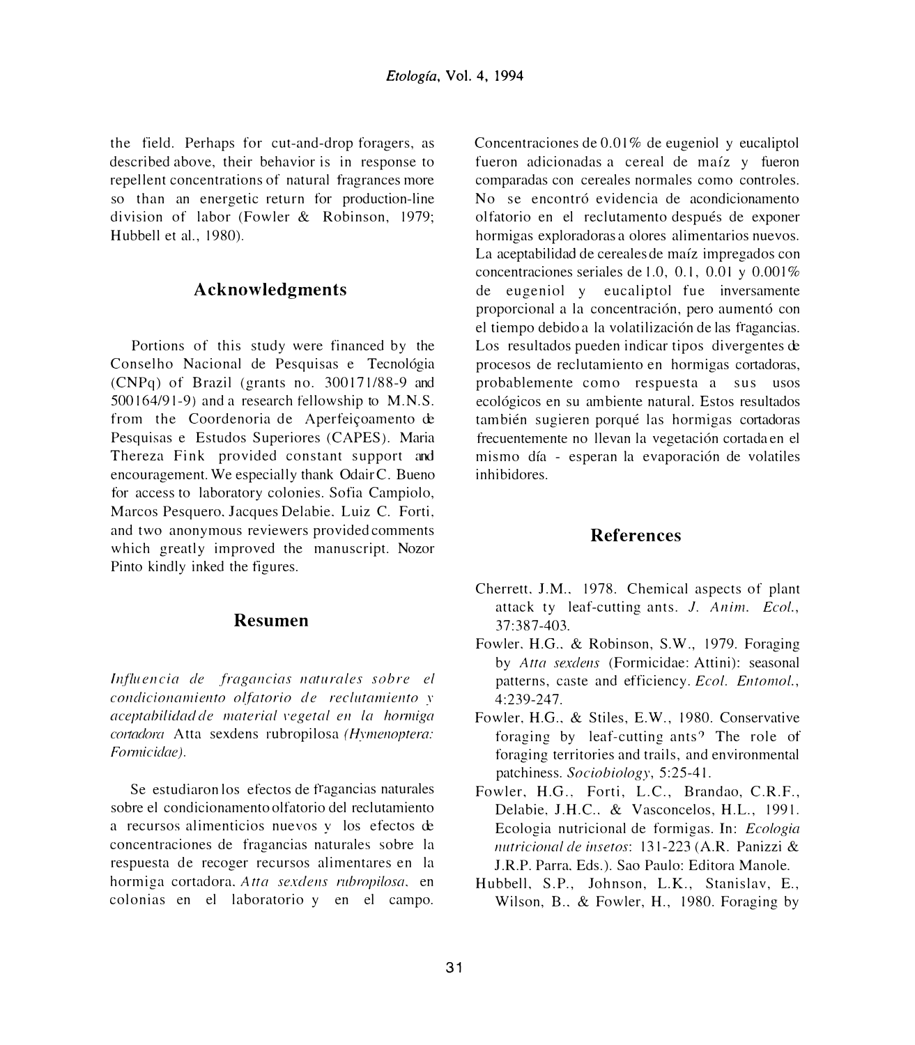the field. Perhaps for cut-and-drop foragers, as described above, their behavior is in response to repellent concentrations of natural fragrances more so than an energetic return for production-line division of labor (Fowler & Robinson, 1979; Hubbell et al., 1980).

## Acknowledgments

Portions of this study were financed by the Conselho Nacional de Pesquisas e Tecnológia (CNPq) of Brazil (grants no. 300171/88-9 and 500164/91-9) and a research fellowship to M.N.S. from the Coordenoria de Aperfeiçoamento de Pesquisas e Estudos Superiores (CAPES). Maria Thereza Fink provided constant support and encouragement. We especially thank Odair C. Bueno for access to laboratory colonies. Sofia Campiolo, Marcos Pesquero, Jacques Delabie, Luiz C. Forti, and two anonymous reviewers provided comments which greatly improved the manuscript. Nozor Pinto kindly inked the figures.

## Resumen

*Influencia de fragancias naturales sobre el condicionamiento olfatorio de reclutamiento y aceptabilidad de material vegetal en la hormiga cortadora* Atta sexdens rubropilosa *(Hymenoptera: Formicidae).*

Se estudiaron los efectos de fragancias naturales sobre el condicionamento olfatorio del reclutamiento a recursos alimenticios nuevos y los efectos de concentraciones de fragancias naturales sobre la respuesta de recoger recursos alimentares en la hormiga cortadora. *Atta sexdens rubropilosa*, en colonias en el laboratorio y en el campo. Concentraciones de 0.01% de eugeniol y eucaliptol fueron adicionadas a cereal de maíz y fueron comparadas con cereales normales como controles. No se encontró evidencia de acondicionamento olfatorio en el reclutamento después de exponer hormigas exploradoras a olores alimentarios nuevos. La aceptabilidad de cereales de maíz impregados con concentraciones seriales de 1.0, 0.1, 0.01 y 0.001% de eugeniol y eucaliptol fue inversamente proporcional a la concentración, pero aumentó con el tiempo debido a la volatilización de las fragancias. Los resultados pueden indicar tipos divergentes de procesos de reclutamiento en hormigas cortadoras, probablemente como respuesta a sus usos ecológicos en su ambiente natural. Estos resultados también sugieren porqué las hormigas cortadoras frecuentemente no llevan la vegetación cortada en el mismo día - esperan la evaporación de volatiles inhibidores.

## References

Cherrett, J.M., 1978. Chemical aspects of plant attack ty leaf-cutting ants. *J. Anim. Ecol.*, 37:387-403.

Fowler, H.G., & Robinson, S.W., 1979. Foraging by *Atta sexdens* (Formicidae: Attini): seasonal patterns, caste and efficiency. *Ecol. Entomol.*, 4:239-247.

Fowler, H.G., & Stiles, E.W., 1980. Conservative foraging by leaf-cutting ants? The role of foraging territories and trails, and environmental patchiness. *Sociobiology*, 5:25-41.

Fowler, H.G., Forti, L.C., Brandao, C.R.F., Delabie, J.H.C., & Vasconcelos, H.L., 1991. Ecologia nutricional de formigas. In: *Ecologia nutricional de insetos*: 131-223 (A.R. Panizzi & J.R.P. Parra, Eds.). Sao Paulo: Editora Manole.

Hubbell, S.P., Johnson, L.K., Stanislav, E., Wilson, B., & Fowler, H., 1980. Foraging by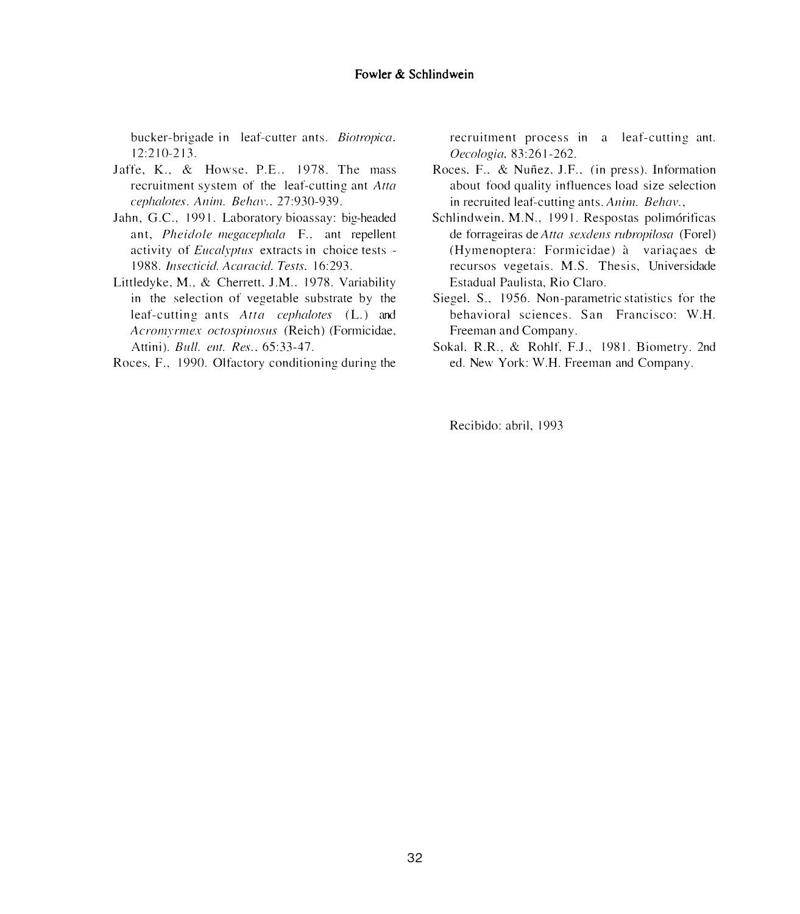bucker-brigade in leaf-cutter ants. *Biotropica*, 12:210-213.

Jaffe, K., & Howse, P.E., 1978. The mass recruitment system of the leaf-cutting ant *Atta cephalotes*. *Anim. Behav.*, 27:930-939.

Jahn, G.C., 1991. Laboratory bioassay: big-headed ant, *Pheidole megacephala* F., ant repellent activity of *Eucalyptus* extracts in choice tests - 1988. *Insecticid. Acaracid. Tests*, 16:293.

Littledyke, M., & Cherrett, J.M., 1978. Variability in the selection of vegetable substrate by the leaf-cutting ants *Atta cephalotes* (L.) and *Acromyrmex octospinosus* (Reich) (Formicidae, Attini). *Bull. ent. Res.*, 65:33-47.

Roces, F., 1990. Olfactory conditioning during the recruitment process in a leaf-cutting ant. *Oecologia*, 83:261-262.

Roces, F., & Nuñez, J.F., (in press). Information about food quality influences load size selection in recruited leaf-cutting ants. *Anim. Behav.*,

Schlindwein, M.N., 1991. Respostas polimórificas de forrageiras de *Atta sexdens rubropilosa* (Forel) (Hymenoptera: Formicidae) à variaçaes de recursos vegetais. M.S. Thesis, Universidade Estadual Paulista, Rio Claro.

Siegel, S., 1956. Non-parametric statistics for the behavioral sciences. San Francisco: W.H. Freeman and Company.

Sokal, R.R., & Rohlf, F.J., 1981. Biometry. 2nd ed. New York: W.H. Freeman and Company.

Recibido: abril, 1993